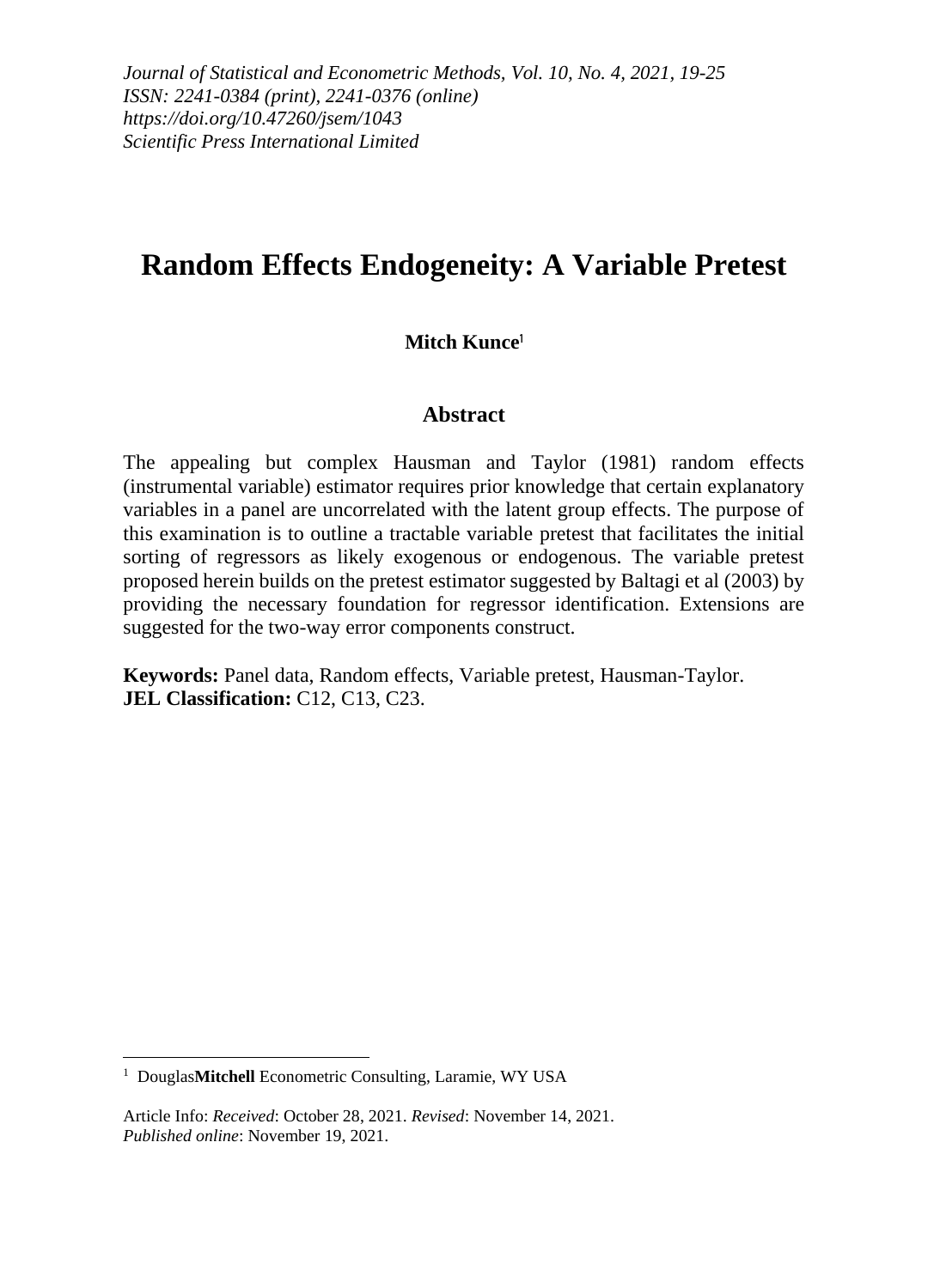# Random Effects Endogeneity: A Variable Pretest

**Mitch Kunce**[1]

## Abstract

The appealing but complex Hausman and Taylor (1981) random effects (instrumental variable) estimator requires prior knowledge that certain explanatory variables in a panel are uncorrelated with the latent group effects. The purpose of this examination is to outline a tractable variable pretest that facilitates the initial sorting of regressors as likely exogenous or endogenous. The variable pretest proposed herein builds on the pretest estimator suggested by Baltagi et al (2003) by providing the necessary foundation for regressor identification. Extensions are suggested for the two-way error components construct.

**Keywords:** Panel data, Random effects, Variable pretest, Hausman-Taylor.
**JEL Classification:** C12, C13, C23.

---

[1] Douglas**Mitchell** Econometric Consulting, Laramie, WY USA

Article Info: *Received*: October 28, 2021. *Revised*: November 14, 2021.
*Published online*: November 19, 2021.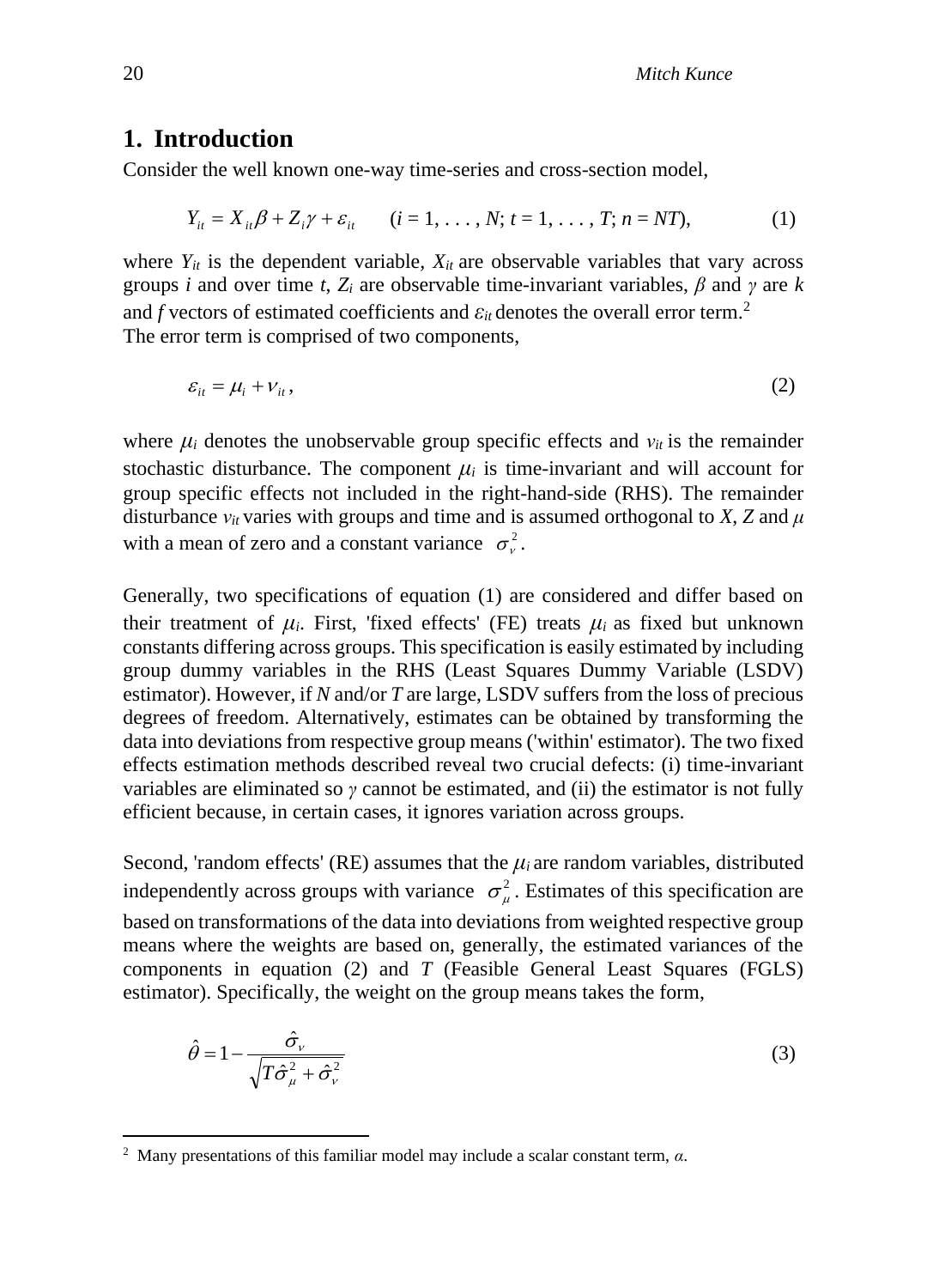## 1. Introduction

Consider the well known one-way time-series and cross-section model,

$$Y_{it} = X_{it}\beta + Z_i\gamma + \varepsilon_{it} \qquad (i = 1, \ldots, N;\ t = 1, \ldots, T;\ n = NT), \tag{1}$$

where $Y_{it}$ is the dependent variable, $X_{it}$ are observable variables that vary across groups $i$ and over time $t$, $Z_i$ are observable time-invariant variables, $\beta$ and $\gamma$ are $k$ and $f$ vectors of estimated coefficients and $\varepsilon_{it}$ denotes the overall error term.[2]
The error term is comprised of two components,

$$\varepsilon_{it} = \mu_i + \nu_{it}, \tag{2}$$

where $\mu_i$ denotes the unobservable group specific effects and $\nu_{it}$ is the remainder stochastic disturbance. The component $\mu_i$ is time-invariant and will account for group specific effects not included in the right-hand-side (RHS). The remainder disturbance $\nu_{it}$ varies with groups and time and is assumed orthogonal to $X$, $Z$ and $\mu$ with a mean of zero and a constant variance $\sigma_\nu^2$.

Generally, two specifications of equation (1) are considered and differ based on their treatment of $\mu_i$. First, 'fixed effects' (FE) treats $\mu_i$ as fixed but unknown constants differing across groups. This specification is easily estimated by including group dummy variables in the RHS (Least Squares Dummy Variable (LSDV) estimator). However, if $N$ and/or $T$ are large, LSDV suffers from the loss of precious degrees of freedom. Alternatively, estimates can be obtained by transforming the data into deviations from respective group means ('within' estimator). The two fixed effects estimation methods described reveal two crucial defects: (i) time-invariant variables are eliminated so $\gamma$ cannot be estimated, and (ii) the estimator is not fully efficient because, in certain cases, it ignores variation across groups.

Second, 'random effects' (RE) assumes that the $\mu_i$ are random variables, distributed independently across groups with variance $\sigma_\mu^2$. Estimates of this specification are based on transformations of the data into deviations from weighted respective group means where the weights are based on, generally, the estimated variances of the components in equation (2) and $T$ (Feasible General Least Squares (FGLS) estimator). Specifically, the weight on the group means takes the form,

$$\hat{\theta} = 1 - \frac{\hat{\sigma}_\nu}{\sqrt{T\hat{\sigma}_\mu^2 + \hat{\sigma}_\nu^2}} \tag{3}$$

---

[2] Many presentations of this familiar model may include a scalar constant term, $\alpha$.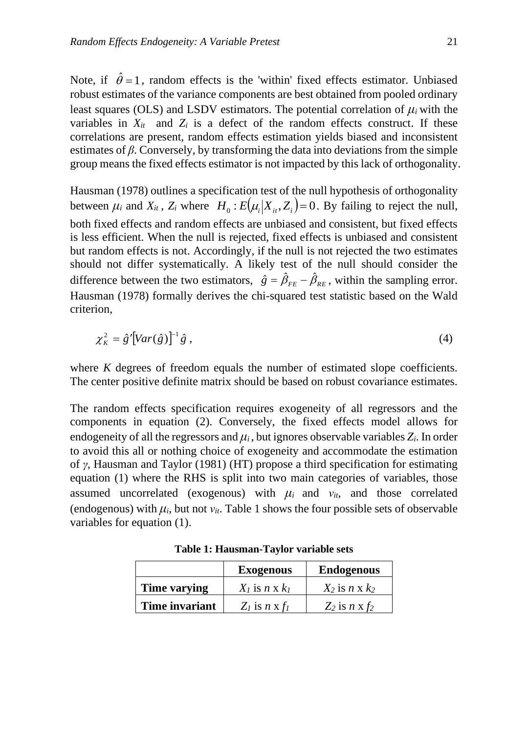Note, if $\hat{\theta} = 1$, random effects is the 'within' fixed effects estimator. Unbiased robust estimates of the variance components are best obtained from pooled ordinary least squares (OLS) and LSDV estimators. The potential correlation of $\mu_i$ with the variables in $X_{it}$ and $Z_i$ is a defect of the random effects construct. If these correlations are present, random effects estimation yields biased and inconsistent estimates of $\beta$. Conversely, by transforming the data into deviations from the simple group means the fixed effects estimator is not impacted by this lack of orthogonality.

Hausman (1978) outlines a specification test of the null hypothesis of orthogonality between $\mu_i$ and $X_{it}$, $Z_i$ where $H_0 : E(\mu_i | X_{it}, Z_i) = 0$. By failing to reject the null, both fixed effects and random effects are unbiased and consistent, but fixed effects is less efficient. When the null is rejected, fixed effects is unbiased and consistent but random effects is not. Accordingly, if the null is not rejected the two estimates should not differ systematically. A likely test of the null should consider the difference between the two estimators, $\hat{g} = \hat{\beta}_{FE} - \hat{\beta}_{RE}$, within the sampling error. Hausman (1978) formally derives the chi-squared test statistic based on the Wald criterion,

$$\chi_K^2 = \hat{g}' [Var(\hat{g})]^{-1} \hat{g} \,, \tag{4}$$

where $K$ degrees of freedom equals the number of estimated slope coefficients. The center positive definite matrix should be based on robust covariance estimates.

The random effects specification requires exogeneity of all regressors and the components in equation (2). Conversely, the fixed effects model allows for endogeneity of all the regressors and $\mu_i$, but ignores observable variables $Z_i$. In order to avoid this all or nothing choice of exogeneity and accommodate the estimation of $\gamma$, Hausman and Taylor (1981) (HT) propose a third specification for estimating equation (1) where the RHS is split into two main categories of variables, those assumed uncorrelated (exogenous) with $\mu_i$ and $v_{it}$, and those correlated (endogenous) with $\mu_i$, but not $v_{it}$. Table 1 shows the four possible sets of observable variables for equation (1).

**Table 1: Hausman-Taylor variable sets**

| | **Exogenous** | **Endogenous** |
|---|---|---|
| **Time varying** | $X_1$ is $n$ x $k_1$ | $X_2$ is $n$ x $k_2$ |
| **Time invariant** | $Z_1$ is $n$ x $f_1$ | $Z_2$ is $n$ x $f_2$ |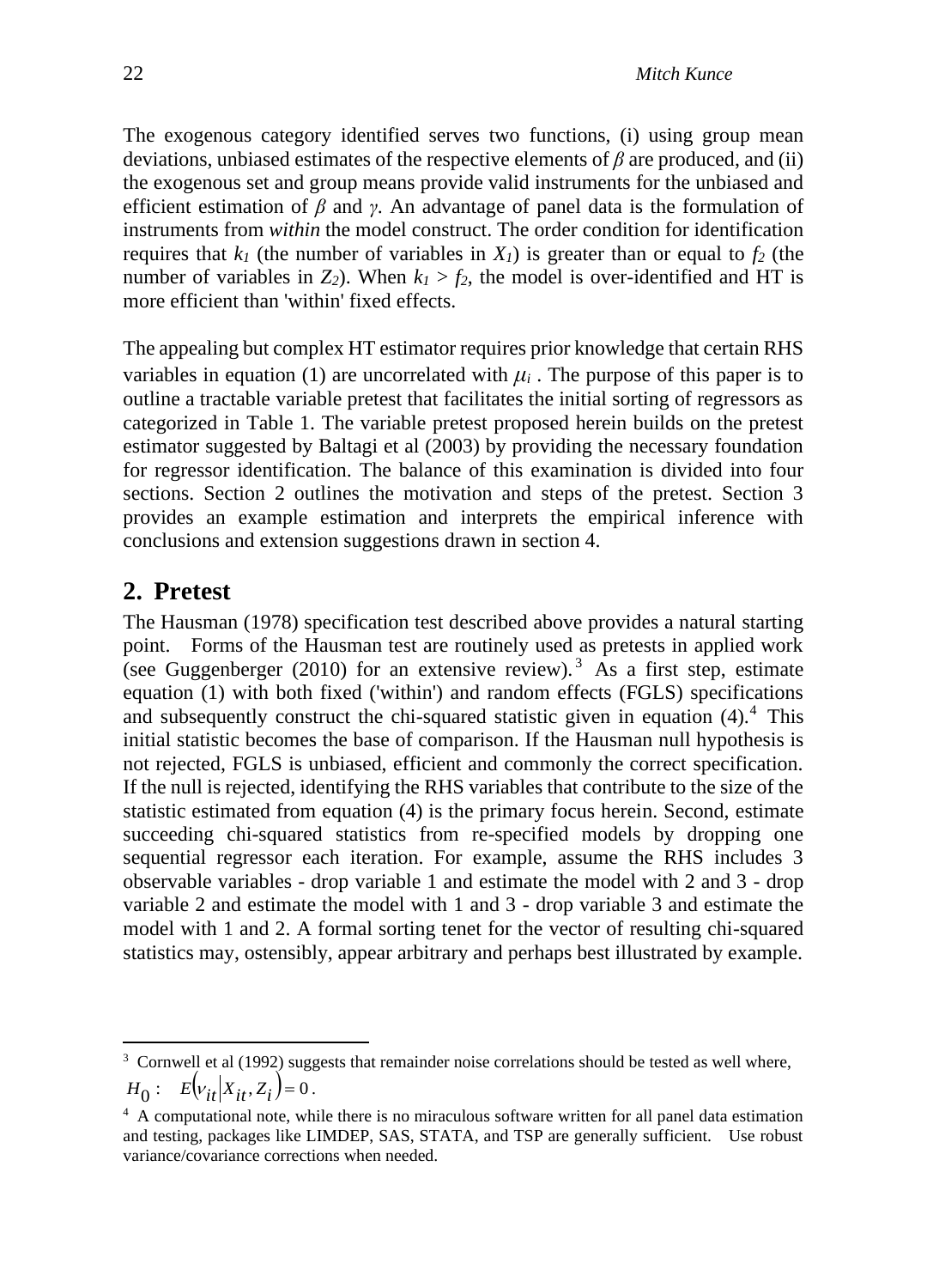The exogenous category identified serves two functions, (i) using group mean deviations, unbiased estimates of the respective elements of $\beta$ are produced, and (ii) the exogenous set and group means provide valid instruments for the unbiased and efficient estimation of $\beta$ and $\gamma$. An advantage of panel data is the formulation of instruments from *within* the model construct. The order condition for identification requires that $k_1$ (the number of variables in $X_1$) is greater than or equal to $f_2$ (the number of variables in $Z_2$). When $k_1 > f_2$, the model is over-identified and HT is more efficient than 'within' fixed effects.

The appealing but complex HT estimator requires prior knowledge that certain RHS variables in equation (1) are uncorrelated with $\mu_i$. The purpose of this paper is to outline a tractable variable pretest that facilitates the initial sorting of regressors as categorized in Table 1. The variable pretest proposed herein builds on the pretest estimator suggested by Baltagi et al (2003) by providing the necessary foundation for regressor identification. The balance of this examination is divided into four sections. Section 2 outlines the motivation and steps of the pretest. Section 3 provides an example estimation and interprets the empirical inference with conclusions and extension suggestions drawn in section 4.

## 2. Pretest

The Hausman (1978) specification test described above provides a natural starting point. Forms of the Hausman test are routinely used as pretests in applied work (see Guggenberger (2010) for an extensive review).[3] As a first step, estimate equation (1) with both fixed ('within') and random effects (FGLS) specifications and subsequently construct the chi-squared statistic given in equation (4).[4] This initial statistic becomes the base of comparison. If the Hausman null hypothesis is not rejected, FGLS is unbiased, efficient and commonly the correct specification. If the null is rejected, identifying the RHS variables that contribute to the size of the statistic estimated from equation (4) is the primary focus herein. Second, estimate succeeding chi-squared statistics from re-specified models by dropping one sequential regressor each iteration. For example, assume the RHS includes 3 observable variables - drop variable 1 and estimate the model with 2 and 3 - drop variable 2 and estimate the model with 1 and 3 - drop variable 3 and estimate the model with 1 and 2. A formal sorting tenet for the vector of resulting chi-squared statistics may, ostensibly, appear arbitrary and perhaps best illustrated by example.

---

[3] Cornwell et al (1992) suggests that remainder noise correlations should be tested as well where, $H_0: \quad E(\nu_{it} | X_{it}, Z_i) = 0$.

[4] A computational note, while there is no miraculous software written for all panel data estimation and testing, packages like LIMDEP, SAS, STATA, and TSP are generally sufficient. Use robust variance/covariance corrections when needed.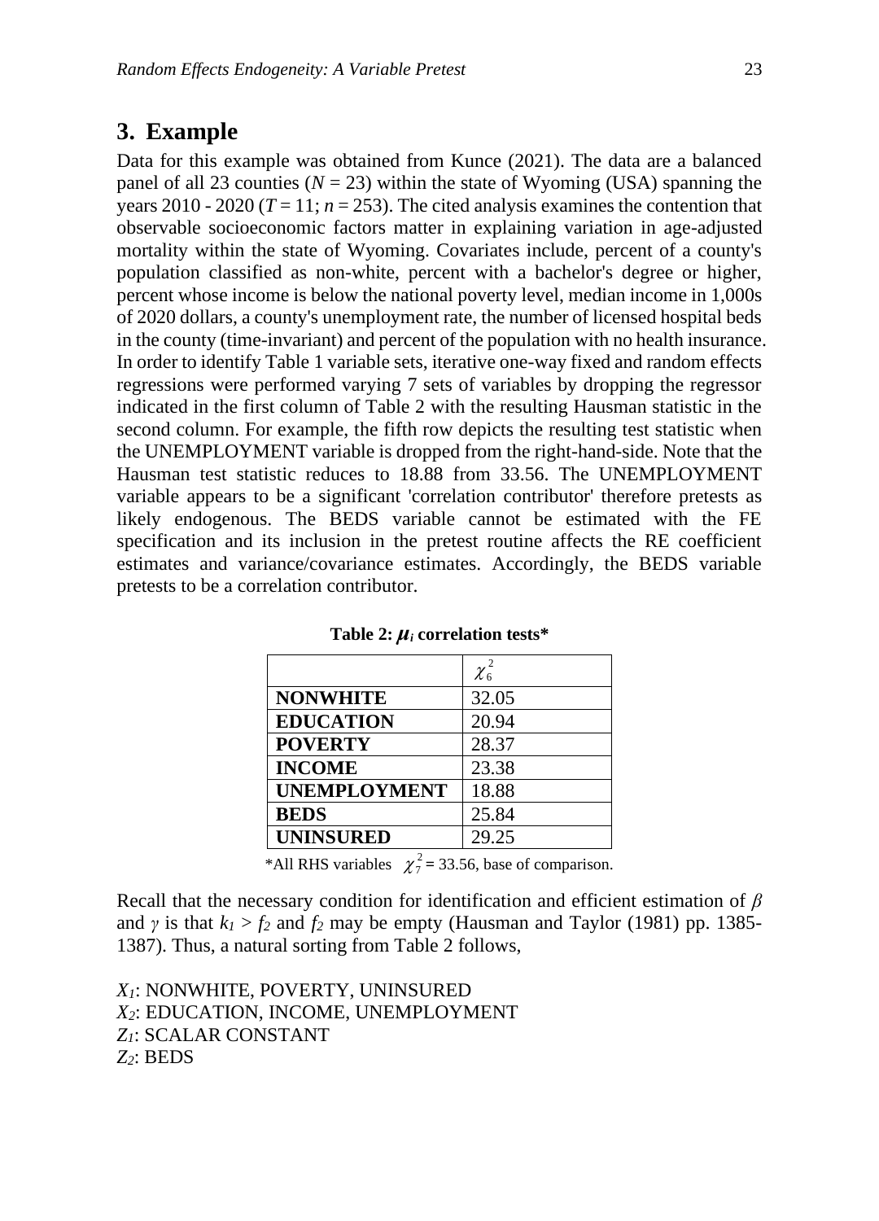## 3. Example

Data for this example was obtained from Kunce (2021). The data are a balanced panel of all 23 counties ($N = 23$) within the state of Wyoming (USA) spanning the years 2010 - 2020 ($T = 11$; $n = 253$). The cited analysis examines the contention that observable socioeconomic factors matter in explaining variation in age-adjusted mortality within the state of Wyoming. Covariates include, percent of a county's population classified as non-white, percent with a bachelor's degree or higher, percent whose income is below the national poverty level, median income in 1,000s of 2020 dollars, a county's unemployment rate, the number of licensed hospital beds in the county (time-invariant) and percent of the population with no health insurance. In order to identify Table 1 variable sets, iterative one-way fixed and random effects regressions were performed varying 7 sets of variables by dropping the regressor indicated in the first column of Table 2 with the resulting Hausman statistic in the second column. For example, the fifth row depicts the resulting test statistic when the UNEMPLOYMENT variable is dropped from the right-hand-side. Note that the Hausman test statistic reduces to 18.88 from 33.56. The UNEMPLOYMENT variable appears to be a significant 'correlation contributor' therefore pretests as likely endogenous. The BEDS variable cannot be estimated with the FE specification and its inclusion in the pretest routine affects the RE coefficient estimates and variance/covariance estimates. Accordingly, the BEDS variable pretests to be a correlation contributor.

**Table 2: $\mu_i$ correlation tests***

| | $\chi^2_6$ |
|---|---|
| **NONWHITE** | 32.05 |
| **EDUCATION** | 20.94 |
| **POVERTY** | 28.37 |
| **INCOME** | 23.38 |
| **UNEMPLOYMENT** | 18.88 |
| **BEDS** | 25.84 |
| **UNINSURED** | 29.25 |

*All RHS variables $\chi^2_7 = 33.56$, base of comparison.

Recall that the necessary condition for identification and efficient estimation of $\beta$ and $\gamma$ is that $k_1 > f_2$ and $f_2$ may be empty (Hausman and Taylor (1981) pp. 1385-1387). Thus, a natural sorting from Table 2 follows,

$X_1$: NONWHITE, POVERTY, UNINSURED
$X_2$: EDUCATION, INCOME, UNEMPLOYMENT
$Z_1$: SCALAR CONSTANT
$Z_2$: BEDS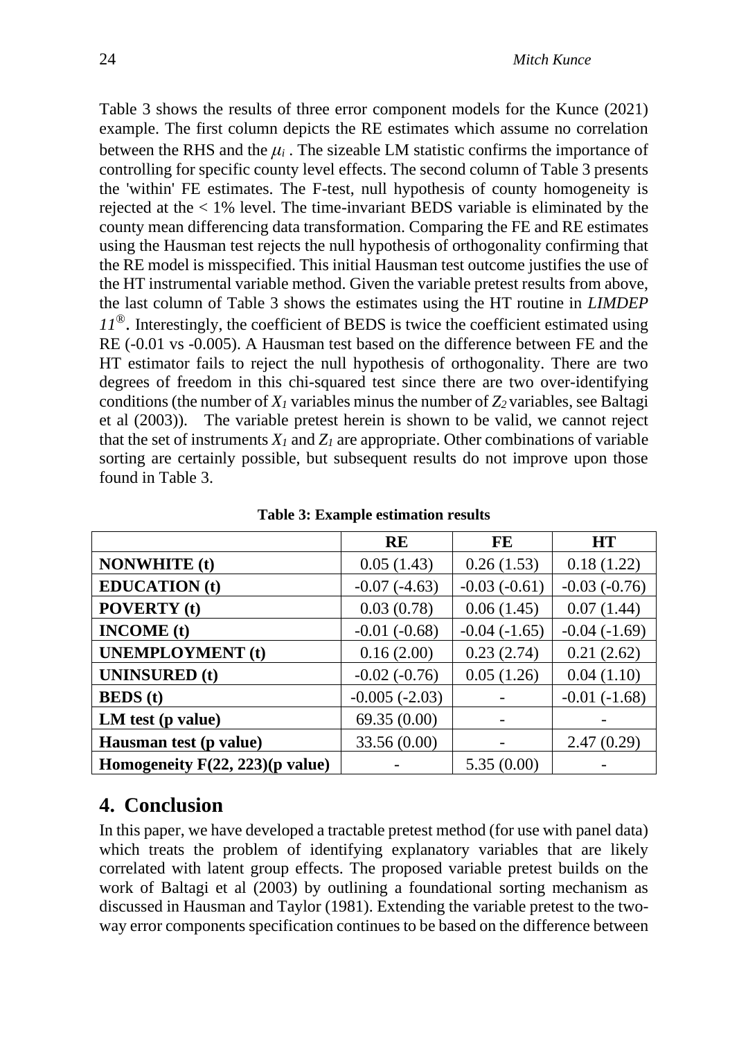Table 3 shows the results of three error component models for the Kunce (2021) example. The first column depicts the RE estimates which assume no correlation between the RHS and the $\mu_i$ . The sizeable LM statistic confirms the importance of controlling for specific county level effects. The second column of Table 3 presents the 'within' FE estimates. The F-test, null hypothesis of county homogeneity is rejected at the < 1% level. The time-invariant BEDS variable is eliminated by the county mean differencing data transformation. Comparing the FE and RE estimates using the Hausman test rejects the null hypothesis of orthogonality confirming that the RE model is misspecified. This initial Hausman test outcome justifies the use of the HT instrumental variable method. Given the variable pretest results from above, the last column of Table 3 shows the estimates using the HT routine in *LIMDEP 11®*. Interestingly, the coefficient of BEDS is twice the coefficient estimated using RE (-0.01 vs -0.005). A Hausman test based on the difference between FE and the HT estimator fails to reject the null hypothesis of orthogonality. There are two degrees of freedom in this chi-squared test since there are two over-identifying conditions (the number of $X_1$ variables minus the number of $Z_2$ variables, see Baltagi et al (2003)). The variable pretest herein is shown to be valid, we cannot reject that the set of instruments $X_1$ and $Z_1$ are appropriate. Other combinations of variable sorting are certainly possible, but subsequent results do not improve upon those found in Table 3.

**Table 3: Example estimation results**

| | RE | FE | HT |
|---|---|---|---|
| **NONWHITE (t)** | 0.05 (1.43) | 0.26 (1.53) | 0.18 (1.22) |
| **EDUCATION (t)** | -0.07 (-4.63) | -0.03 (-0.61) | -0.03 (-0.76) |
| **POVERTY (t)** | 0.03 (0.78) | 0.06 (1.45) | 0.07 (1.44) |
| **INCOME (t)** | -0.01 (-0.68) | -0.04 (-1.65) | -0.04 (-1.69) |
| **UNEMPLOYMENT (t)** | 0.16 (2.00) | 0.23 (2.74) | 0.21 (2.62) |
| **UNINSURED (t)** | -0.02 (-0.76) | 0.05 (1.26) | 0.04 (1.10) |
| **BEDS (t)** | -0.005 (-2.03) | - | -0.01 (-1.68) |
| **LM test (p value)** | 69.35 (0.00) | - | - |
| **Hausman test (p value)** | 33.56 (0.00) | - | 2.47 (0.29) |
| **Homogeneity F(22, 223)(p value)** | - | 5.35 (0.00) | - |

## 4. Conclusion

In this paper, we have developed a tractable pretest method (for use with panel data) which treats the problem of identifying explanatory variables that are likely correlated with latent group effects. The proposed variable pretest builds on the work of Baltagi et al (2003) by outlining a foundational sorting mechanism as discussed in Hausman and Taylor (1981). Extending the variable pretest to the two-way error components specification continues to be based on the difference between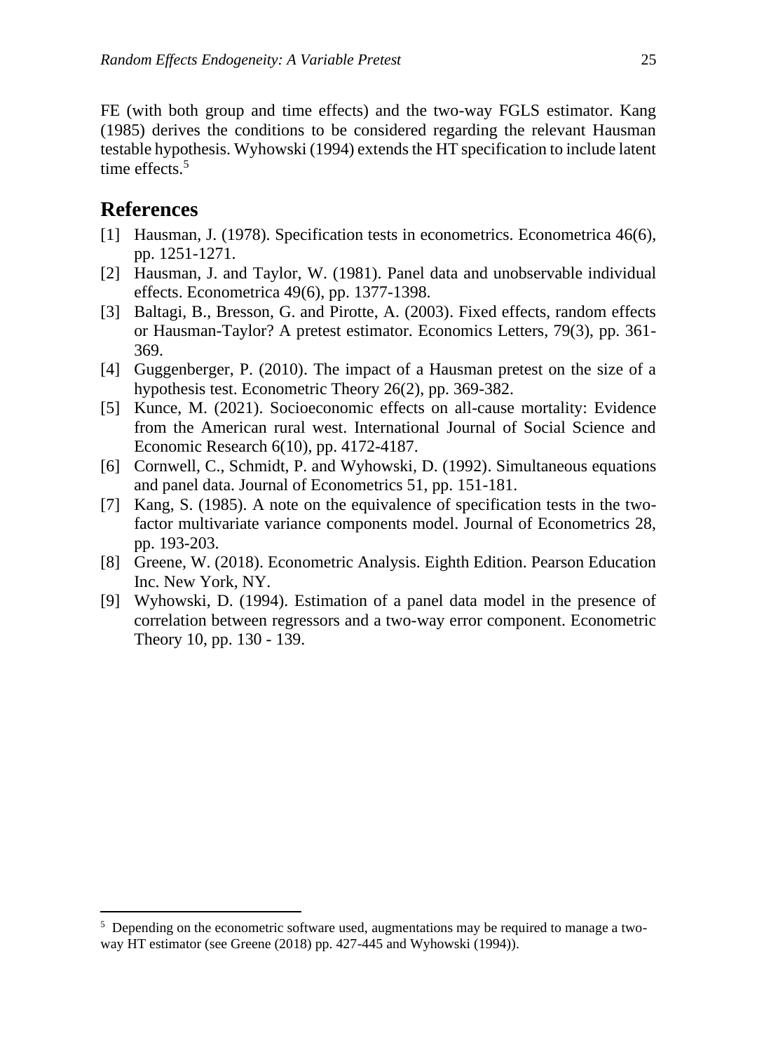FE (with both group and time effects) and the two-way FGLS estimator. Kang (1985) derives the conditions to be considered regarding the relevant Hausman testable hypothesis. Wyhowski (1994) extends the HT specification to include latent time effects.[5]

## References

[1] Hausman, J. (1978). Specification tests in econometrics. Econometrica 46(6), pp. 1251-1271.

[2] Hausman, J. and Taylor, W. (1981). Panel data and unobservable individual effects. Econometrica 49(6), pp. 1377-1398.

[3] Baltagi, B., Bresson, G. and Pirotte, A. (2003). Fixed effects, random effects or Hausman-Taylor? A pretest estimator. Economics Letters, 79(3), pp. 361-369.

[4] Guggenberger, P. (2010). The impact of a Hausman pretest on the size of a hypothesis test. Econometric Theory 26(2), pp. 369-382.

[5] Kunce, M. (2021). Socioeconomic effects on all-cause mortality: Evidence from the American rural west. International Journal of Social Science and Economic Research 6(10), pp. 4172-4187.

[6] Cornwell, C., Schmidt, P. and Wyhowski, D. (1992). Simultaneous equations and panel data. Journal of Econometrics 51, pp. 151-181.

[7] Kang, S. (1985). A note on the equivalence of specification tests in the two-factor multivariate variance components model. Journal of Econometrics 28, pp. 193-203.

[8] Greene, W. (2018). Econometric Analysis. Eighth Edition. Pearson Education Inc. New York, NY.

[9] Wyhowski, D. (1994). Estimation of a panel data model in the presence of correlation between regressors and a two-way error component. Econometric Theory 10, pp. 130 - 139.

---

[5] Depending on the econometric software used, augmentations may be required to manage a two-way HT estimator (see Greene (2018) pp. 427-445 and Wyhowski (1994)).